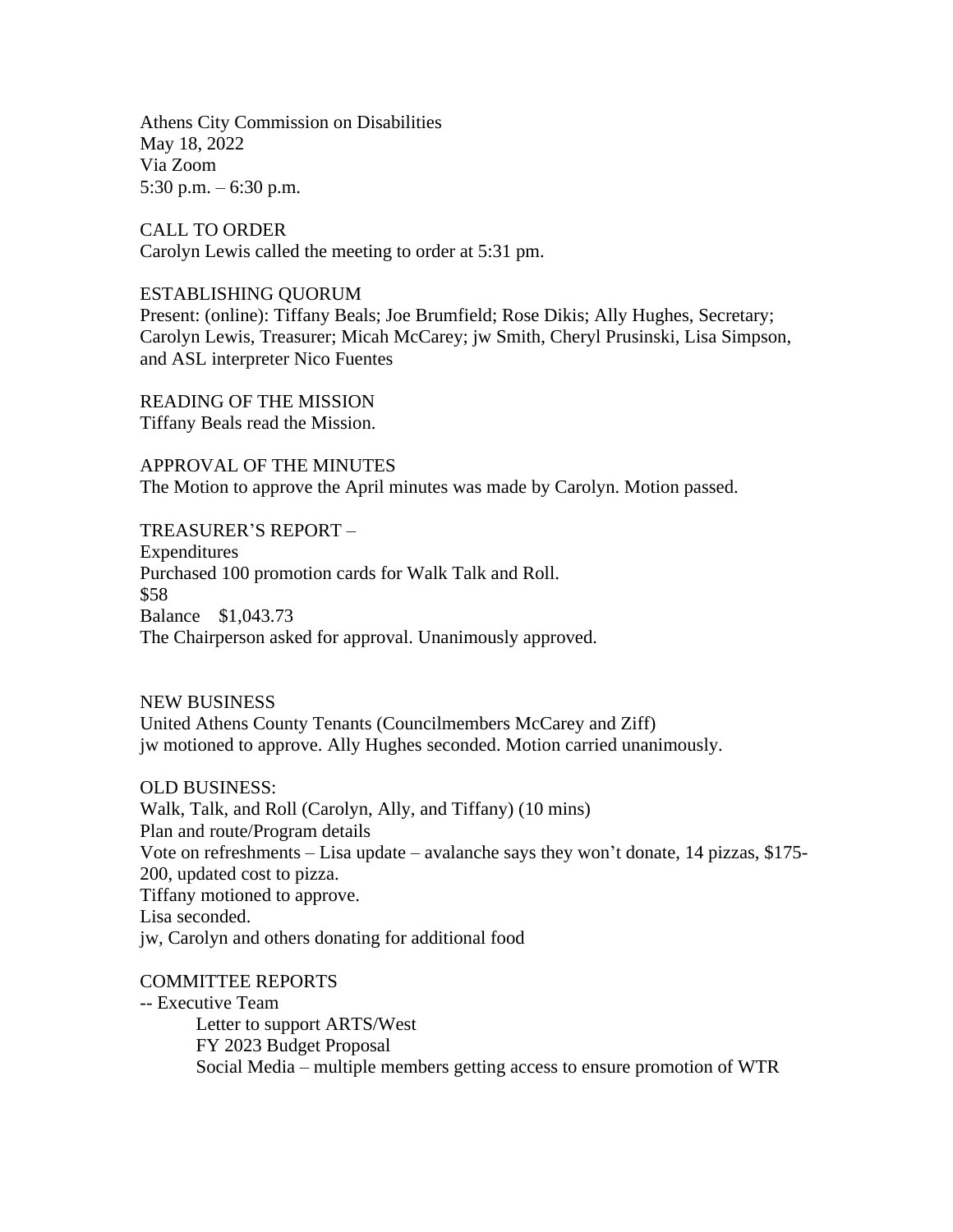Athens City Commission on Disabilities
May 18, 2022
Via Zoom
5:30 p.m. – 6:30 p.m.

## CALL TO ORDER

Carolyn Lewis called the meeting to order at 5:31 pm.

## ESTABLISHING QUORUM

Present: (online): Tiffany Beals; Joe Brumfield; Rose Dikis; Ally Hughes, Secretary; Carolyn Lewis, Treasurer; Micah McCarey; jw Smith, Cheryl Prusinski, Lisa Simpson, and ASL interpreter Nico Fuentes

## READING OF THE MISSION

Tiffany Beals read the Mission.

## APPROVAL OF THE MINUTES

The Motion to approve the April minutes was made by Carolyn. Motion passed.

## TREASURER'S REPORT –

Expenditures
Purchased 100 promotion cards for Walk Talk and Roll.
$58
Balance $1,043.73
The Chairperson asked for approval. Unanimously approved.

## NEW BUSINESS

United Athens County Tenants (Councilmembers McCarey and Ziff)
jw motioned to approve. Ally Hughes seconded. Motion carried unanimously.

## OLD BUSINESS:

Walk, Talk, and Roll (Carolyn, Ally, and Tiffany) (10 mins)
Plan and route/Program details
Vote on refreshments – Lisa update – avalanche says they won't donate, 14 pizzas, $175-200, updated cost to pizza.
Tiffany motioned to approve.
Lisa seconded.
jw, Carolyn and others donating for additional food

## COMMITTEE REPORTS

-- Executive Team

- Letter to support ARTS/West
- FY 2023 Budget Proposal
- Social Media – multiple members getting access to ensure promotion of WTR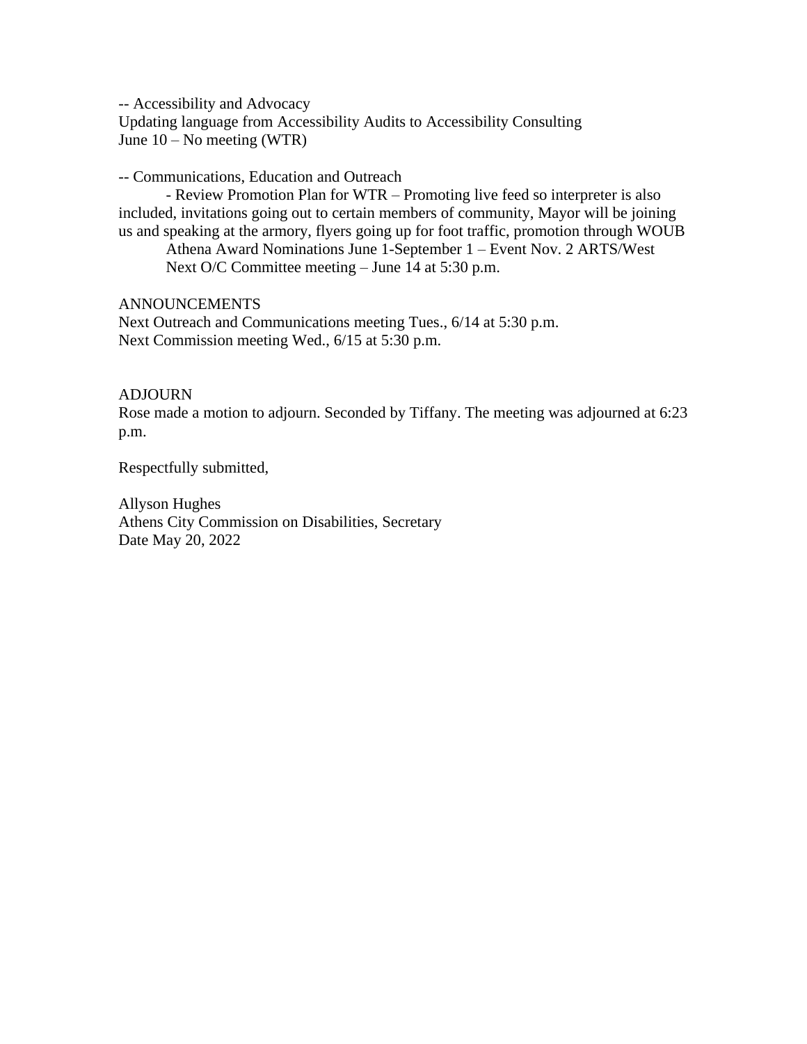-- Accessibility and Advocacy
Updating language from Accessibility Audits to Accessibility Consulting
June 10 – No meeting (WTR)

-- Communications, Education and Outreach

- Review Promotion Plan for WTR – Promoting live feed so interpreter is also included, invitations going out to certain members of community, Mayor will be joining us and speaking at the armory, flyers going up for foot traffic, promotion through WOUB

  Athena Award Nominations June 1-September 1 – Event Nov. 2 ARTS/West

  Next O/C Committee meeting – June 14 at 5:30 p.m.

ANNOUNCEMENTS

Next Outreach and Communications meeting Tues., 6/14 at 5:30 p.m.
Next Commission meeting Wed., 6/15 at 5:30 p.m.

ADJOURN

Rose made a motion to adjourn. Seconded by Tiffany. The meeting was adjourned at 6:23 p.m.

Respectfully submitted,

Allyson Hughes
Athens City Commission on Disabilities, Secretary
Date May 20, 2022